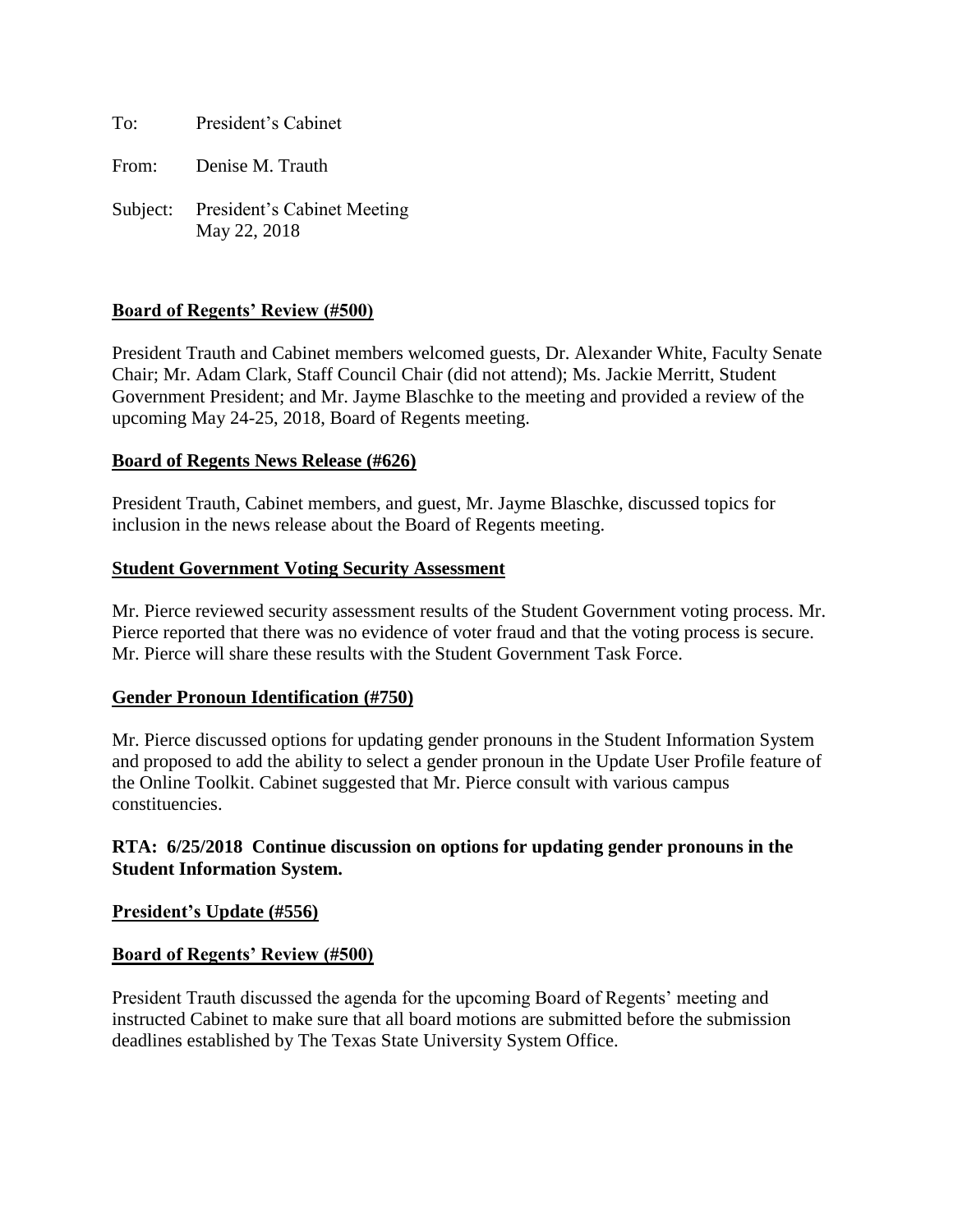To: President's Cabinet

From: Denise M. Trauth

Subject: President's Cabinet Meeting
May 22, 2018

**Board of Regents' Review (#500)**

President Trauth and Cabinet members welcomed guests, Dr. Alexander White, Faculty Senate Chair; Mr. Adam Clark, Staff Council Chair (did not attend); Ms. Jackie Merritt, Student Government President; and Mr. Jayme Blaschke to the meeting and provided a review of the upcoming May 24-25, 2018, Board of Regents meeting.

**Board of Regents News Release (#626)**

President Trauth, Cabinet members, and guest, Mr. Jayme Blaschke, discussed topics for inclusion in the news release about the Board of Regents meeting.

**Student Government Voting Security Assessment**

Mr. Pierce reviewed security assessment results of the Student Government voting process. Mr. Pierce reported that there was no evidence of voter fraud and that the voting process is secure. Mr. Pierce will share these results with the Student Government Task Force.

**Gender Pronoun Identification (#750)**

Mr. Pierce discussed options for updating gender pronouns in the Student Information System and proposed to add the ability to select a gender pronoun in the Update User Profile feature of the Online Toolkit. Cabinet suggested that Mr. Pierce consult with various campus constituencies.

**RTA: 6/25/2018 Continue discussion on options for updating gender pronouns in the Student Information System.**

**President's Update (#556)**

**Board of Regents' Review (#500)**

President Trauth discussed the agenda for the upcoming Board of Regents' meeting and instructed Cabinet to make sure that all board motions are submitted before the submission deadlines established by The Texas State University System Office.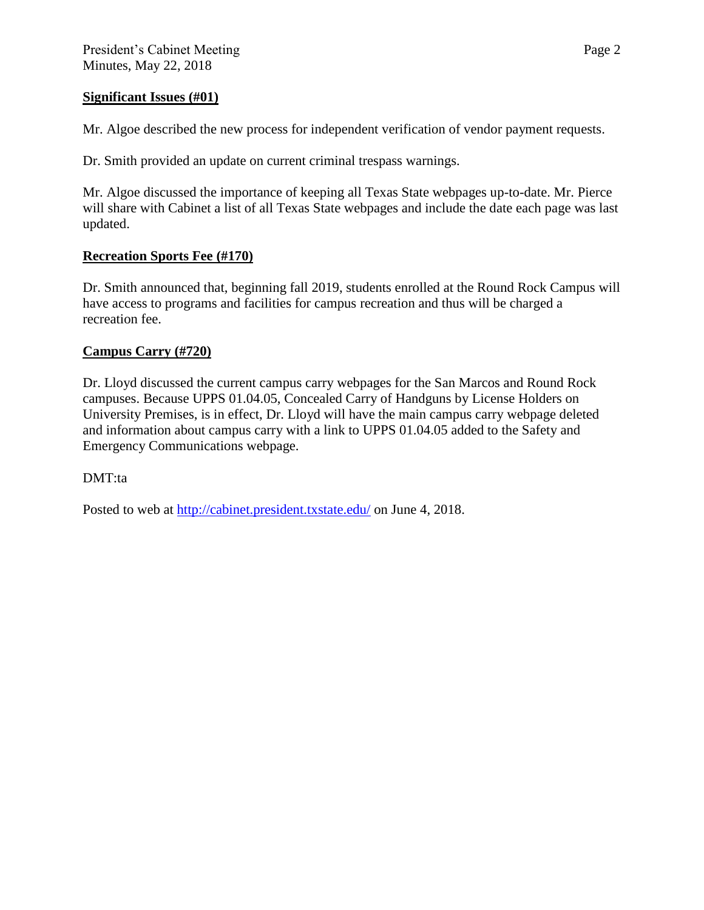**Significant Issues (#01)**

Mr. Algoe described the new process for independent verification of vendor payment requests.

Dr. Smith provided an update on current criminal trespass warnings.

Mr. Algoe discussed the importance of keeping all Texas State webpages up-to-date. Mr. Pierce will share with Cabinet a list of all Texas State webpages and include the date each page was last updated.

**Recreation Sports Fee (#170)**

Dr. Smith announced that, beginning fall 2019, students enrolled at the Round Rock Campus will have access to programs and facilities for campus recreation and thus will be charged a recreation fee.

**Campus Carry (#720)**

Dr. Lloyd discussed the current campus carry webpages for the San Marcos and Round Rock campuses. Because UPPS 01.04.05, Concealed Carry of Handguns by License Holders on University Premises, is in effect, Dr. Lloyd will have the main campus carry webpage deleted and information about campus carry with a link to UPPS 01.04.05 added to the Safety and Emergency Communications webpage.

DMT:ta

Posted to web at http://cabinet.president.txstate.edu/ on June 4, 2018.